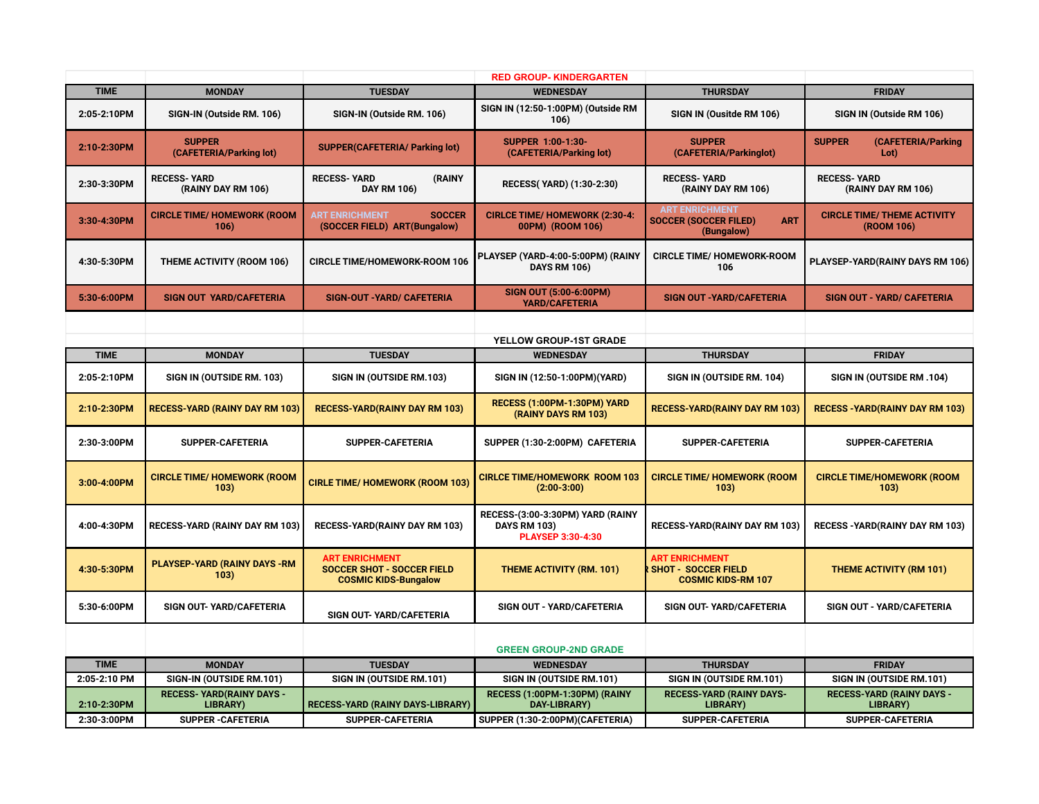## RED GROUP- KINDERGARTEN

| TIME | MONDAY | TUESDAY | WEDNESDAY | THURSDAY | FRIDAY |
|---|---|---|---|---|---|
| 2:05-2:10PM | SIGN-IN (Outside RM. 106) | SIGN-IN (Outside RM. 106) | SIGN IN (12:50-1:00PM) (Outside RM 106) | SIGN IN (Ousitde RM 106) | SIGN IN (Outside RM 106) |
| 2:10-2:30PM | SUPPER (CAFETERIA/Parking lot) | SUPPER(CAFETERIA/ Parking lot) | SUPPER 1:00-1:30- (CAFETERIA/Parking lot) | SUPPER (CAFETERIA/Parkinglot) | SUPPER (CAFETERIA/Parking Lot) |
| 2:30-3:30PM | RECESS- YARD (RAINY DAY RM 106) | RECESS- YARD (RAINY DAY RM 106) | RECESS( YARD) (1:30-2:30) | RECESS- YARD (RAINY DAY RM 106) | RECESS- YARD (RAINY DAY RM 106) |
| 3:30-4:30PM | CIRCLE TIME/ HOMEWORK (ROOM 106) | ART ENRICHMENT SOCCER (SOCCER FIELD) ART(Bungalow) | CIRLCE TIME/ HOMEWORK (2:30-4:00PM) (ROOM 106) | ART ENRICHMENT SOCCER (SOCCER FILED) ART (Bungalow) | CIRCLE TIME/ THEME ACTIVITY (ROOM 106) |
| 4:30-5:30PM | THEME ACTIVITY (ROOM 106) | CIRCLE TIME/HOMEWORK-ROOM 106 | PLAYSEP (YARD-4:00-5:00PM) (RAINY DAYS RM 106) | CIRCLE TIME/ HOMEWORK-ROOM 106 | PLAYSEP-YARD(RAINY DAYS RM 106) |
| 5:30-6:00PM | SIGN OUT YARD/CAFETERIA | SIGN-OUT -YARD/ CAFETERIA | SIGN OUT (5:00-6:00PM) YARD/CAFETERIA | SIGN OUT -YARD/CAFETERIA | SIGN OUT - YARD/ CAFETERIA |

## YELLOW GROUP-1ST GRADE

| TIME | MONDAY | TUESDAY | WEDNESDAY | THURSDAY | FRIDAY |
|---|---|---|---|---|---|
| 2:05-2:10PM | SIGN IN (OUTSIDE RM. 103) | SIGN IN (OUTSIDE RM.103) | SIGN IN (12:50-1:00PM)(YARD) | SIGN IN (OUTSIDE RM. 104) | SIGN IN (OUTSIDE RM .104) |
| 2:10-2:30PM | RECESS-YARD (RAINY DAY RM 103) | RECESS-YARD(RAINY DAY RM 103) | RECESS (1:00PM-1:30PM) YARD (RAINY DAYS RM 103) | RECESS-YARD(RAINY DAY RM 103) | RECESS -YARD(RAINY DAY RM 103) |
| 2:30-3:00PM | SUPPER-CAFETERIA | SUPPER-CAFETERIA | SUPPER (1:30-2:00PM) CAFETERIA | SUPPER-CAFETERIA | SUPPER-CAFETERIA |
| 3:00-4:00PM | CIRCLE TIME/ HOMEWORK (ROOM 103) | CIRLE TIME/ HOMEWORK (ROOM 103) | CIRLCE TIME/HOMEWORK ROOM 103 (2:00-3:00) | CIRCLE TIME/ HOMEWORK (ROOM 103) | CIRCLE TIME/HOMEWORK (ROOM 103) |
| 4:00-4:30PM | RECESS-YARD (RAINY DAY RM 103) | RECESS-YARD(RAINY DAY RM 103) | RECESS-(3:00-3:30PM) YARD (RAINY DAYS RM 103) PLAYSEP 3:30-4:30 | RECESS-YARD(RAINY DAY RM 103) | RECESS -YARD(RAINY DAY RM 103) |
| 4:30-5:30PM | PLAYSEP-YARD (RAINY DAYS -RM 103) | ART ENRICHMENT SOCCER SHOT - SOCCER FIELD COSMIC KIDS-Bungalow | THEME ACTIVITY (RM. 101) | ART ENRICHMENT R SHOT - SOCCER FIELD COSMIC KIDS-RM 107 | THEME ACTIVITY (RM 101) |
| 5:30-6:00PM | SIGN OUT- YARD/CAFETERIA | SIGN OUT- YARD/CAFETERIA | SIGN OUT - YARD/CAFETERIA | SIGN OUT- YARD/CAFETERIA | SIGN OUT - YARD/CAFETERIA |

## GREEN GROUP-2ND GRADE

| TIME | MONDAY | TUESDAY | WEDNESDAY | THURSDAY | FRIDAY |
|---|---|---|---|---|---|
| 2:05-2:10 PM | SIGN-IN (OUTSIDE RM.101) | SIGN IN (OUTSIDE RM.101) | SIGN IN (OUTSIDE RM.101) | SIGN IN (OUTSIDE RM.101) | SIGN IN (OUTSIDE RM.101) |
| 2:10-2:30PM | RECESS- YARD(RAINY DAYS - LIBRARY) | RECESS-YARD (RAINY DAYS-LIBRARY) | RECESS (1:00PM-1:30PM) (RAINY DAY-LIBRARY) | RECESS-YARD (RAINY DAYS-LIBRARY) | RECESS-YARD (RAINY DAYS - LIBRARY) |
| 2:30-3:00PM | SUPPER -CAFETERIA | SUPPER-CAFETERIA | SUPPER (1:30-2:00PM)(CAFETERIA) | SUPPER-CAFETERIA | SUPPER-CAFETERIA |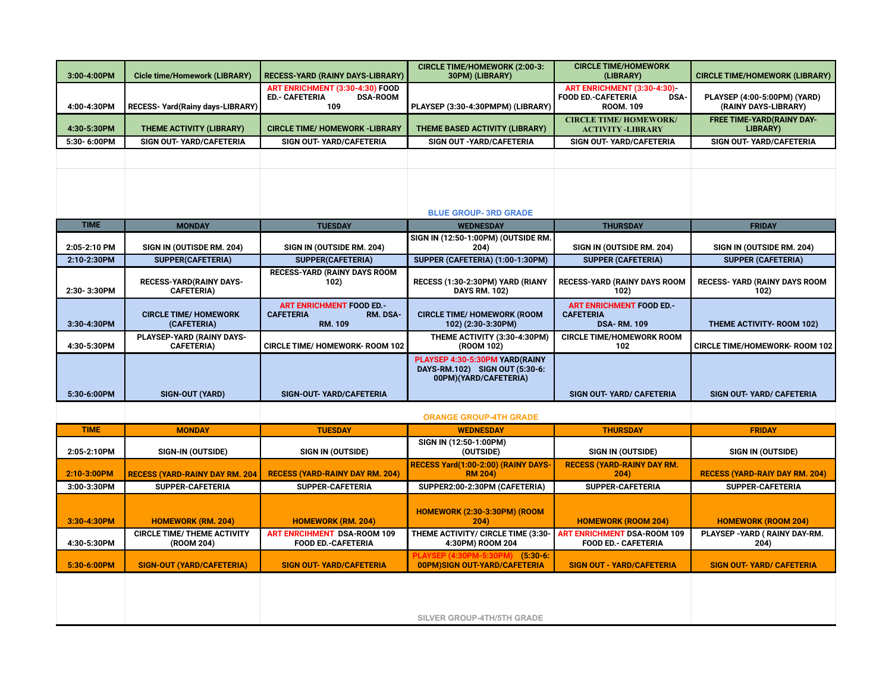| 3:00-4:00PM | Cicle time/Homework (LIBRARY) | RECESS-YARD (RAINY DAYS-LIBRARY) | CIRCLE TIME/HOMEWORK (2:00-3:30PM) (LIBRARY) | CIRCLE TIME/HOMEWORK (LIBRARY) | CIRCLE TIME/HOMEWORK (LIBRARY) |
|---|---|---|---|---|---|
| 4:00-4:30PM | RECESS- Yard(Rainy days-LIBRARY) | ART ENRICHMENT (3:30-4:30) FOOD ED.- CAFETERIA DSA-ROOM 109 | PLAYSEP (3:30-4:30PMPM) (LIBRARY) | ART ENRICHMENT (3:30-4:30)- FOOD ED.-CAFETERIA DSA- ROOM. 109 | PLAYSEP (4:00-5:00PM) (YARD) (RAINY DAYS-LIBRARY) |
| 4:30-5:30PM | THEME ACTIVITY (LIBRARY) | CIRCLE TIME/ HOMEWORK -LIBRARY | THEME BASED ACTIVITY (LIBRARY) | CIRCLE TIME/ HOMEWORK/ ACTIVITY -LIBRARY | FREE TIME-YARD(RAINY DAY- LIBRARY) |
| 5:30- 6:00PM | SIGN OUT- YARD/CAFETERIA | SIGN OUT- YARD/CAFETERIA | SIGN OUT -YARD/CAFETERIA | SIGN OUT- YARD/CAFETERIA | SIGN OUT- YARD/CAFETERIA |

## BLUE GROUP- 3RD GRADE

| TIME | MONDAY | TUESDAY | WEDNESDAY | THURSDAY | FRIDAY |
|---|---|---|---|---|---|
| 2:05-2:10 PM | SIGN IN (OUTSIDE RM. 204) | SIGN IN (OUTSIDE RM. 204) | SIGN IN (12:50-1:00PM) (OUTSIDE RM. 204) | SIGN IN (OUTSIDE RM. 204) | SIGN IN (OUTSIDE RM. 204) |
| 2:10-2:30PM | SUPPER(CAFETERIA) | SUPPER(CAFETERIA) | SUPPER (CAFETERIA) (1:00-1:30PM) | SUPPER (CAFETERIA) | SUPPER (CAFETERIA) |
| 2:30- 3:30PM | RECESS-YARD(RAINY DAYS-CAFETERIA) | RECESS-YARD (RAINY DAYS ROOM 102) | RECESS (1:30-2:30PM) YARD (RIANY DAYS RM. 102) | RECESS-YARD (RAINY DAYS ROOM 102) | RECESS- YARD (RAINY DAYS ROOM 102) |
| 3:30-4:30PM | CIRCLE TIME/ HOMEWORK (CAFETERIA) | ART ENRICHMENT FOOD ED.- CAFETERIA RM. DSA- RM. 109 | CIRCLE TIME/ HOMEWORK (ROOM 102) (2:30-3:30PM) | ART ENRICHMENT FOOD ED.- CAFETERIA DSA- RM. 109 | THEME ACTIVITY- ROOM 102) |
| 4:30-5:30PM | PLAYSEP-YARD (RAINY DAYS-CAFETERIA) | CIRCLE TIME/ HOMEWORK- ROOM 102 | THEME ACTIVITY (3:30-4:30PM) (ROOM 102) | CIRCLE TIME/HOMEWORK ROOM 102 | CIRCLE TIME/HOMEWORK- ROOM 102 |
| 5:30-6:00PM | SIGN-OUT (YARD) | SIGN-OUT- YARD/CAFETERIA | PLAYSEP 4:30-5:30PM YARD(RAINY DAYS-RM.102) SIGN OUT (5:30-6:00PM)(YARD/CAFETERIA) | SIGN OUT- YARD/ CAFETERIA | SIGN OUT- YARD/ CAFETERIA |

## ORANGE GROUP-4TH GRADE

| TIME | MONDAY | TUESDAY | WEDNESDAY | THURSDAY | FRIDAY |
|---|---|---|---|---|---|
| 2:05-2:10PM | SIGN-IN (OUTSIDE) | SIGN IN (OUTSIDE) | SIGN IN (12:50-1:00PM) (OUTSIDE) | SIGN IN (OUTSIDE) | SIGN IN (OUTSIDE) |
| 2:10-3:00PM | RECESS (YARD-RAINY DAY RM. 204 | RECESS (YARD-RAINY DAY RM. 204) | RECESS Yard(1:00-2:00) (RAINY DAYS-RM 204) | RECESS (YARD-RAINY DAY RM. 204) | RECESS (YARD-RAIY DAY RM. 204) |
| 3:00-3:30PM | SUPPER-CAFETERIA | SUPPER-CAFETERIA | SUPPER2:00-2:30PM (CAFETERIA) | SUPPER-CAFETERIA | SUPPER-CAFETERIA |
| 3:30-4:30PM | HOMEWORK (RM. 204) | HOMEWORK (RM. 204) | HOMEWORK (2:30-3:30PM) (ROOM 204) | HOMEWORK (ROOM 204) | HOMEWORK (ROOM 204) |
| 4:30-5:30PM | CIRCLE TIME/ THEME ACTIVITY (ROOM 204) | ART ENRCHIMENT DSA-ROOM 109 FOOD ED.-CAFETERIA | THEME ACTIVITY/ CIRCLE TIME (3:30-4:30PM) ROOM 204 | ART ENRICHMENT DSA-ROOM 109 FOOD ED.- CAFETERIA | PLAYSEP -YARD ( RAINY DAY-RM. 204) |
| 5:30-6:00PM | SIGN-OUT (YARD/CAFETERIA) | SIGN OUT- YARD/CAFETERIA | PLAYSEP (4:30PM-5:30PM) (5:30-6:00PM)SIGN OUT-YARD/CAFETERIA | SIGN OUT - YARD/CAFETERIA | SIGN OUT- YARD/ CAFETERIA |

## SILVER GROUP-4TH/5TH GRADE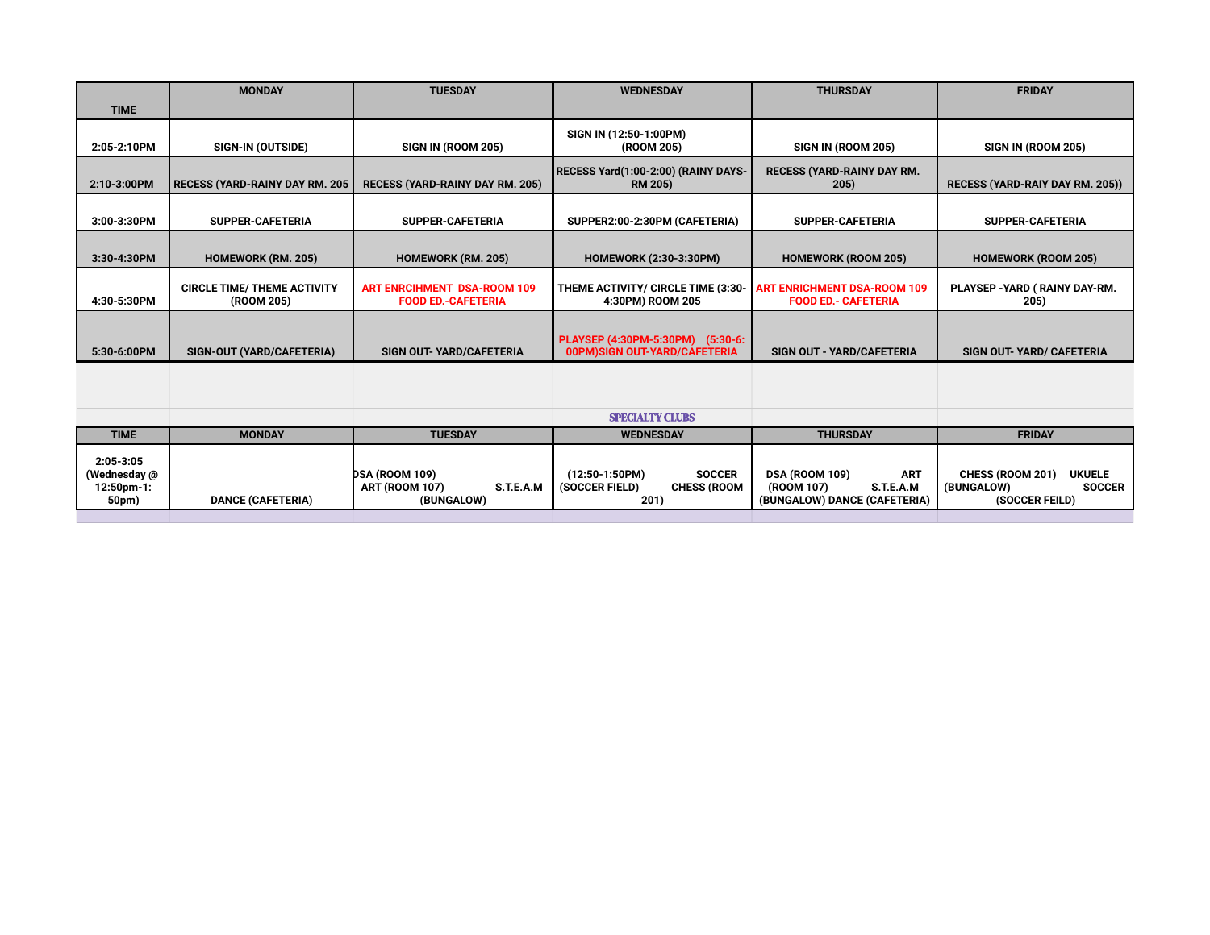| TIME | MONDAY | TUESDAY | WEDNESDAY | THURSDAY | FRIDAY |
| --- | --- | --- | --- | --- | --- |
| 2:05-2:10PM | SIGN-IN (OUTSIDE) | SIGN IN (ROOM 205) | SIGN IN (12:50-1:00PM) (ROOM 205) | SIGN IN (ROOM 205) | SIGN IN (ROOM 205) |
| 2:10-3:00PM | RECESS (YARD-RAINY DAY RM. 205 | RECESS (YARD-RAINY DAY RM. 205) | RECESS Yard(1:00-2:00) (RAINY DAYS-RM 205) | RECESS (YARD-RAINY DAY RM. 205) | RECESS (YARD-RAIY DAY RM. 205)) |
| 3:00-3:30PM | SUPPER-CAFETERIA | SUPPER-CAFETERIA | SUPPER2:00-2:30PM (CAFETERIA) | SUPPER-CAFETERIA | SUPPER-CAFETERIA |
| 3:30-4:30PM | HOMEWORK (RM. 205) | HOMEWORK (RM. 205) | HOMEWORK (2:30-3:30PM) | HOMEWORK (ROOM 205) | HOMEWORK (ROOM 205) |
| 4:30-5:30PM | CIRCLE TIME/ THEME ACTIVITY (ROOM 205) | ART ENRCIHMENT DSA-ROOM 109 FOOD ED.-CAFETERIA | THEME ACTIVITY/ CIRCLE TIME (3:30-4:30PM) ROOM 205 | ART ENRICHMENT DSA-ROOM 109 FOOD ED.- CAFETERIA | PLAYSEP -YARD ( RAINY DAY-RM. 205) |
| 5:30-6:00PM | SIGN-OUT (YARD/CAFETERIA) | SIGN OUT- YARD/CAFETERIA | PLAYSEP (4:30PM-5:30PM) (5:30-6:00PM)SIGN OUT-YARD/CAFETERIA | SIGN OUT - YARD/CAFETERIA | SIGN OUT- YARD/ CAFETERIA |

**SPECIALTY CLUBS**

| TIME | MONDAY | TUESDAY | WEDNESDAY | THURSDAY | FRIDAY |
| --- | --- | --- | --- | --- | --- |
| 2:05-3:05 (Wednesday @ 12:50pm-1:50pm) | DANCE (CAFETERIA) | DSA (ROOM 109) ART (ROOM 107) S.T.E.A.M (BUNGALOW) | (12:50-1:50PM) SOCCER (SOCCER FIELD) CHESS (ROOM 201) | DSA (ROOM 109) ART (ROOM 107) S.T.E.A.M (BUNGALOW) DANCE (CAFETERIA) | CHESS (ROOM 201) UKUELE (BUNGALOW) SOCCER (SOCCER FEILD) |